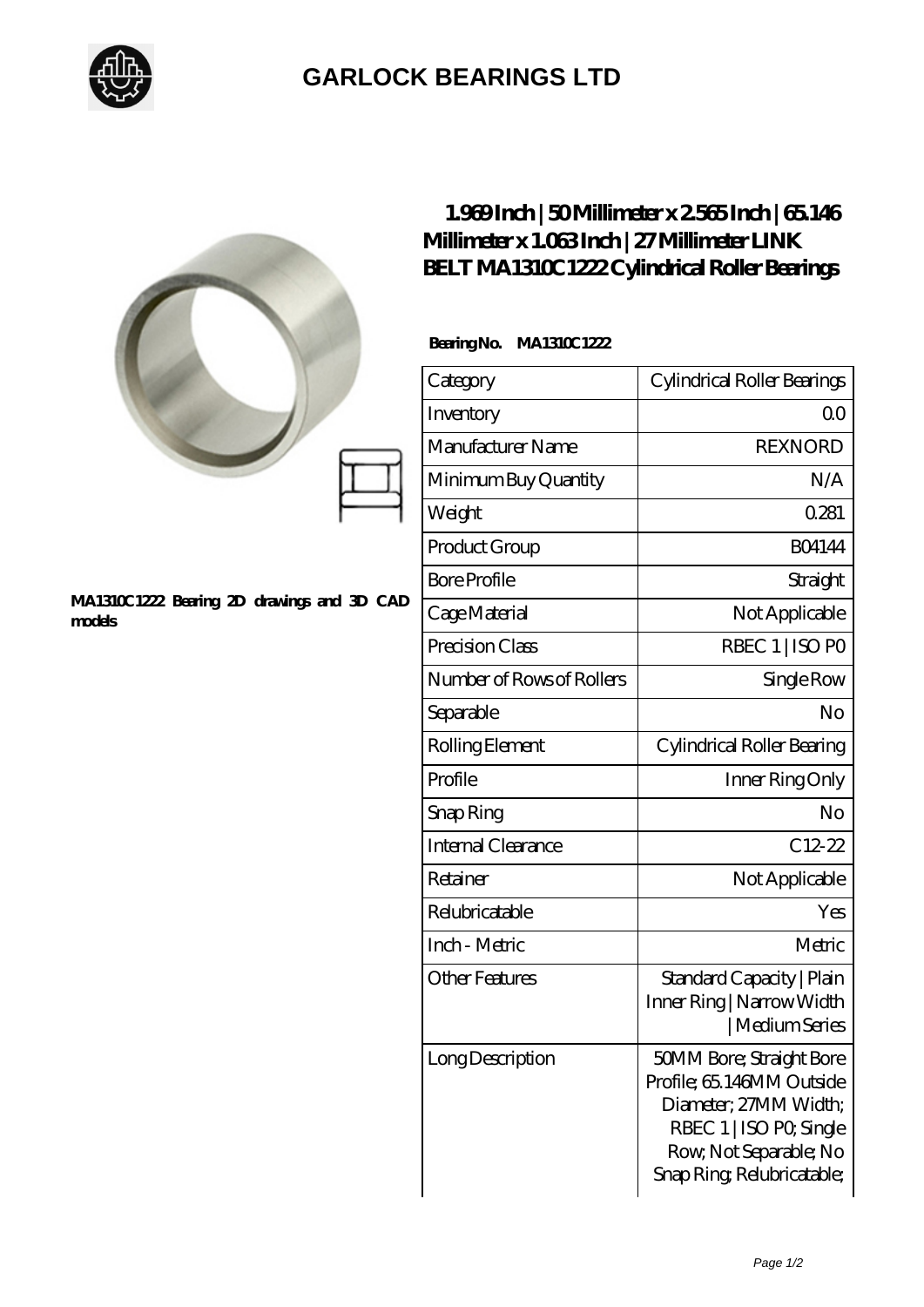# GARLOCK BEARINGS LTD

MA1310C1222 Bearing 2D drawings and 3D CAD models

## 1.969 Inch | 50 Millimeter x 2.565 Inch | 65.146 Millimeter x 1.063 Inch | 27 Millimeter LINK BELT MA1310C1222 Cylindrical Roller Bearings

**Bearing No. MA1310C1222**

| Category | Cylindrical Roller Bearings |
|---|---|
| Inventory | 0.0 |
| Manufacturer Name | REXNORD |
| Minimum Buy Quantity | N/A |
| Weight | 0.281 |
| Product Group | B04144 |
| Bore Profile | Straight |
| Cage Material | Not Applicable |
| Precision Class | RBEC 1 \| ISO P0 |
| Number of Rows of Rollers | Single Row |
| Separable | No |
| Rolling Element | Cylindrical Roller Bearing |
| Profile | Inner Ring Only |
| Snap Ring | No |
| Internal Clearance | C12-22 |
| Retainer | Not Applicable |
| Relubricatable | Yes |
| Inch - Metric | Metric |
| Other Features | Standard Capacity \| Plain Inner Ring \| Narrow Width \| Medium Series |
| Long Description | 50MM Bore; Straight Bore Profile; 65.146MM Outside Diameter; 27MM Width; RBEC 1 \| ISO P0; Single Row; Not Separable; No Snap Ring; Relubricatable; |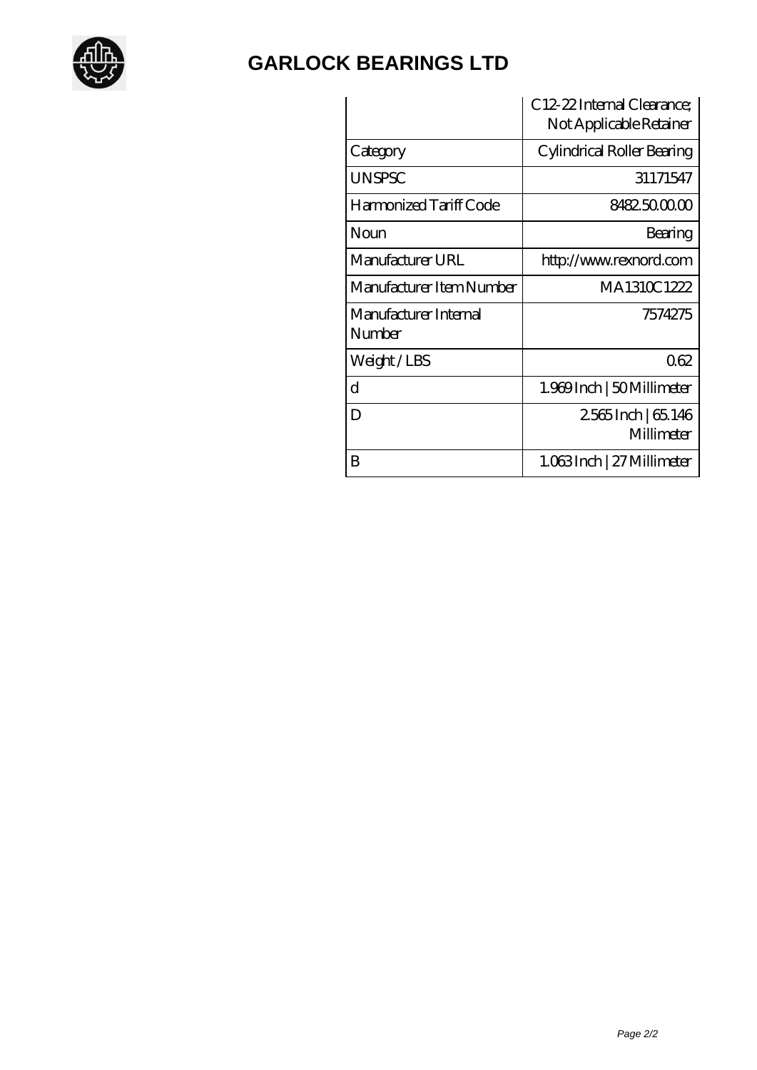# GARLOCK BEARINGS LTD

| | |
|---|---|
| | C12-22 Internal Clearance; Not Applicable Retainer |
| Category | Cylindrical Roller Bearing |
| UNSPSC | 31171547 |
| Harmonized Tariff Code | 8482.50.00.00 |
| Noun | Bearing |
| Manufacturer URL | http://www.rexnord.com |
| Manufacturer Item Number | MA1310C1222 |
| Manufacturer Internal Number | 7574275 |
| Weight / LBS | 0.62 |
| d | 1.969 Inch \| 50 Millimeter |
| D | 2.565 Inch \| 65.146 Millimeter |
| B | 1.063 Inch \| 27 Millimeter |